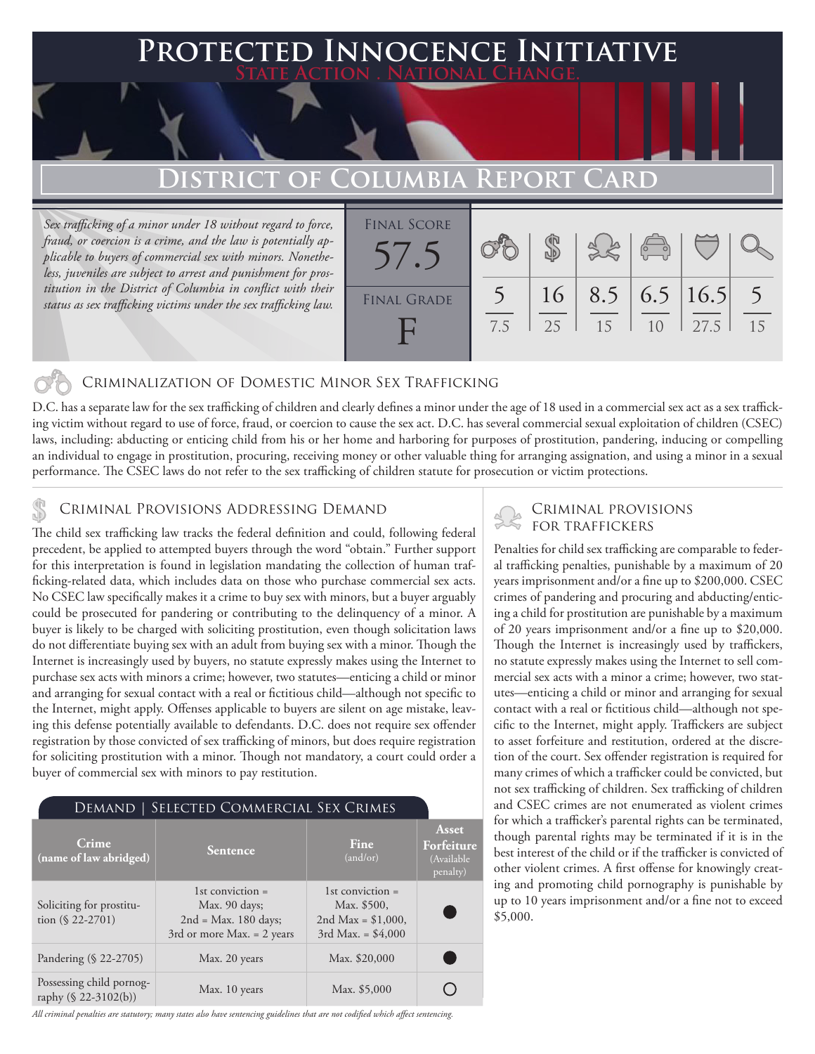# Protected Innocence Initiative

State Action . National Change.

## District of Columbia Report Card

*Sex trafficking of a minor under 18 without regard to force, fraud, or coercion is a crime, and the law is potentially applicable to buyers of commercial sex with minors. Nonetheless, juveniles are subject to arrest and punishment for prostitution in the District of Columbia in conflict with their status as sex trafficking victims under the sex trafficking law.*

| Final Score | Final Grade |
|---|---|
| 57.5 | F |

| Criminalization of Domestic Minor Sex Trafficking | Criminal Provisions Addressing Demand | Criminal Provisions for Traffickers | Criminal Provisions for Facilitators | Protective Provisions for Child Victims | Criminal Justice Tools for Investigation and Prosecution |
|---|---|---|---|---|---|
| 5 / 7.5 | 16 / 25 | 8.5 / 15 | 6.5 / 10 | 16.5 / 27.5 | 5 / 15 |

### Criminalization of Domestic Minor Sex Trafficking

D.C. has a separate law for the sex trafficking of children and clearly defines a minor under the age of 18 used in a commercial sex act as a sex trafficking victim without regard to use of force, fraud, or coercion to cause the sex act. D.C. has several commercial sexual exploitation of children (CSEC) laws, including: abducting or enticing child from his or her home and harboring for purposes of prostitution, pandering, inducing or compelling an individual to engage in prostitution, procuring, receiving money or other valuable thing for arranging assignation, and using a minor in a sexual performance. The CSEC laws do not refer to the sex trafficking of children statute for prosecution or victim protections.

### Criminal Provisions Addressing Demand

The child sex trafficking law tracks the federal definition and could, following federal precedent, be applied to attempted buyers through the word "obtain." Further support for this interpretation is found in legislation mandating the collection of human trafficking-related data, which includes data on those who purchase commercial sex acts. No CSEC law specifically makes it a crime to buy sex with minors, but a buyer arguably could be prosecuted for pandering or contributing to the delinquency of a minor. A buyer is likely to be charged with soliciting prostitution, even though solicitation laws do not differentiate buying sex with an adult from buying sex with a minor. Though the Internet is increasingly used by buyers, no statute expressly makes using the Internet to purchase sex acts with minors a crime; however, two statutes—enticing a child or minor and arranging for sexual contact with a real or fictitious child—although not specific to the Internet, might apply. Offenses applicable to buyers are silent on age mistake, leaving this defense potentially available to defendants. D.C. does not require sex offender registration by those convicted of sex trafficking of minors, but does require registration for soliciting prostitution with a minor. Though not mandatory, a court could order a buyer of commercial sex with minors to pay restitution.

**Demand | Selected Commercial Sex Crimes**

| Crime (name of law abridged) | Sentence | Fine (and/or) | Asset Forfeiture (Available penalty) |
|---|---|---|---|
| Soliciting for prostitution (§ 22-2701) | 1st conviction = Max. 90 days; 2nd = Max. 180 days; 3rd or more Max. = 2 years | 1st conviction = Max. $500, 2nd Max = $1,000, 3rd Max. = $4,000 | ● |
| Pandering (§ 22-2705) | Max. 20 years | Max. $20,000 | ● |
| Possessing child pornography (§ 22-3102(b)) | Max. 10 years | Max. $5,000 | ○ |

*All criminal penalties are statutory; many states also have sentencing guidelines that are not codified which affect sentencing.*

### Criminal Provisions for Traffickers

Penalties for child sex trafficking are comparable to federal trafficking penalties, punishable by a maximum of 20 years imprisonment and/or a fine up to $200,000. CSEC crimes of pandering and procuring and abducting/enticing a child for prostitution are punishable by a maximum of 20 years imprisonment and/or a fine up to $20,000. Though the Internet is increasingly used by traffickers, no statute expressly makes using the Internet to sell commercial sex acts with a minor a crime; however, two statutes—enticing a child or minor and arranging for sexual contact with a real or fictitious child—although not specific to the Internet, might apply. Traffickers are subject to asset forfeiture and restitution, ordered at the discretion of the court. Sex offender registration is required for many crimes of which a trafficker could be convicted, but not sex trafficking of children. Sex trafficking of children and CSEC crimes are not enumerated as violent crimes for which a trafficker's parental rights can be terminated, though parental rights may be terminated if it is in the best interest of the child or if the trafficker is convicted of other violent crimes. A first offense for knowingly creating and promoting child pornography is punishable by up to 10 years imprisonment and/or a fine not to exceed $5,000.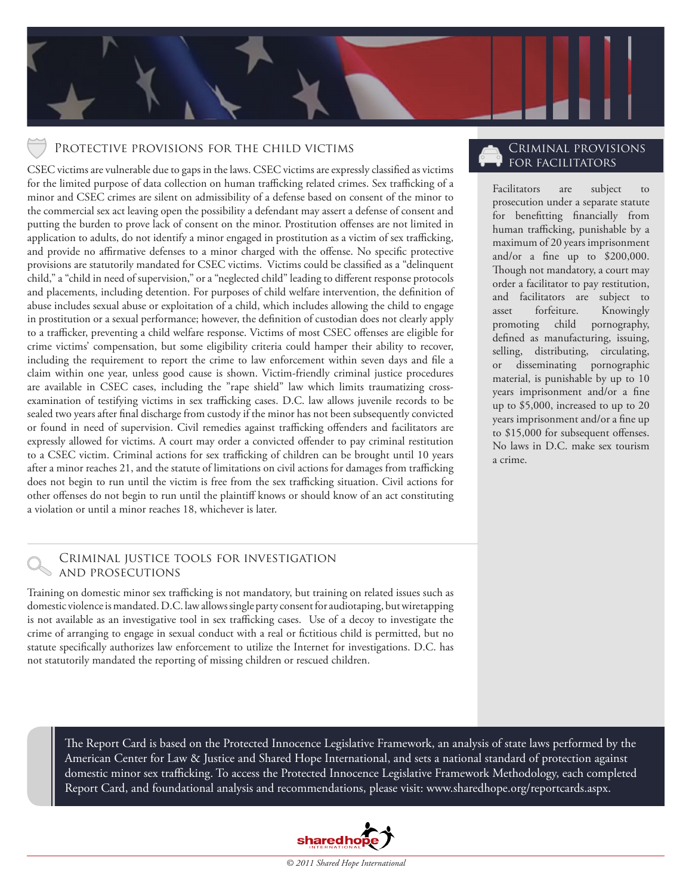## Protective provisions for the child victims

CSEC victims are vulnerable due to gaps in the laws. CSEC victims are expressly classified as victims for the limited purpose of data collection on human trafficking related crimes. Sex trafficking of a minor and CSEC crimes are silent on admissibility of a defense based on consent of the minor to the commercial sex act leaving open the possibility a defendant may assert a defense of consent and putting the burden to prove lack of consent on the minor. Prostitution offenses are not limited in application to adults, do not identify a minor engaged in prostitution as a victim of sex trafficking, and provide no affirmative defenses to a minor charged with the offense. No specific protective provisions are statutorily mandated for CSEC victims. Victims could be classified as a "delinquent child," a "child in need of supervision," or a "neglected child" leading to different response protocols and placements, including detention. For purposes of child welfare intervention, the definition of abuse includes sexual abuse or exploitation of a child, which includes allowing the child to engage in prostitution or a sexual performance; however, the definition of custodian does not clearly apply to a trafficker, preventing a child welfare response. Victims of most CSEC offenses are eligible for crime victims' compensation, but some eligibility criteria could hamper their ability to recover, including the requirement to report the crime to law enforcement within seven days and file a claim within one year, unless good cause is shown. Victim-friendly criminal justice procedures are available in CSEC cases, including the "rape shield" law which limits traumatizing cross-examination of testifying victims in sex trafficking cases. D.C. law allows juvenile records to be sealed two years after final discharge from custody if the minor has not been subsequently convicted or found in need of supervision. Civil remedies against trafficking offenders and facilitators are expressly allowed for victims. A court may order a convicted offender to pay criminal restitution to a CSEC victim. Criminal actions for sex trafficking of children can be brought until 10 years after a minor reaches 21, and the statute of limitations on civil actions for damages from trafficking does not begin to run until the victim is free from the sex trafficking situation. Civil actions for other offenses do not begin to run until the plaintiff knows or should know of an act constituting a violation or until a minor reaches 18, whichever is later.

## Criminal justice tools for investigation and prosecutions

Training on domestic minor sex trafficking is not mandatory, but training on related issues such as domestic violence is mandated. D.C. law allows single party consent for audiotaping, but wiretapping is not available as an investigative tool in sex trafficking cases. Use of a decoy to investigate the crime of arranging to engage in sexual conduct with a real or fictitious child is permitted, but no statute specifically authorizes law enforcement to utilize the Internet for investigations. D.C. has not statutorily mandated the reporting of missing children or rescued children.

## Criminal provisions for facilitators

Facilitators are subject to prosecution under a separate statute for benefitting financially from human trafficking, punishable by a maximum of 20 years imprisonment and/or a fine up to $200,000. Though not mandatory, a court may order a facilitator to pay restitution, and facilitators are subject to asset forfeiture. Knowingly promoting child pornography, defined as manufacturing, issuing, selling, distributing, circulating, or disseminating pornographic material, is punishable by up to 10 years imprisonment and/or a fine up to $5,000, increased to up to 20 years imprisonment and/or a fine up to $15,000 for subsequent offenses. No laws in D.C. make sex tourism a crime.

The Report Card is based on the Protected Innocence Legislative Framework, an analysis of state laws performed by the American Center for Law & Justice and Shared Hope International, and sets a national standard of protection against domestic minor sex trafficking. To access the Protected Innocence Legislative Framework Methodology, each completed Report Card, and foundational analysis and recommendations, please visit: www.sharedhope.org/reportcards.aspx.

sharedhope INTERNATIONAL

*© 2011 Shared Hope International*